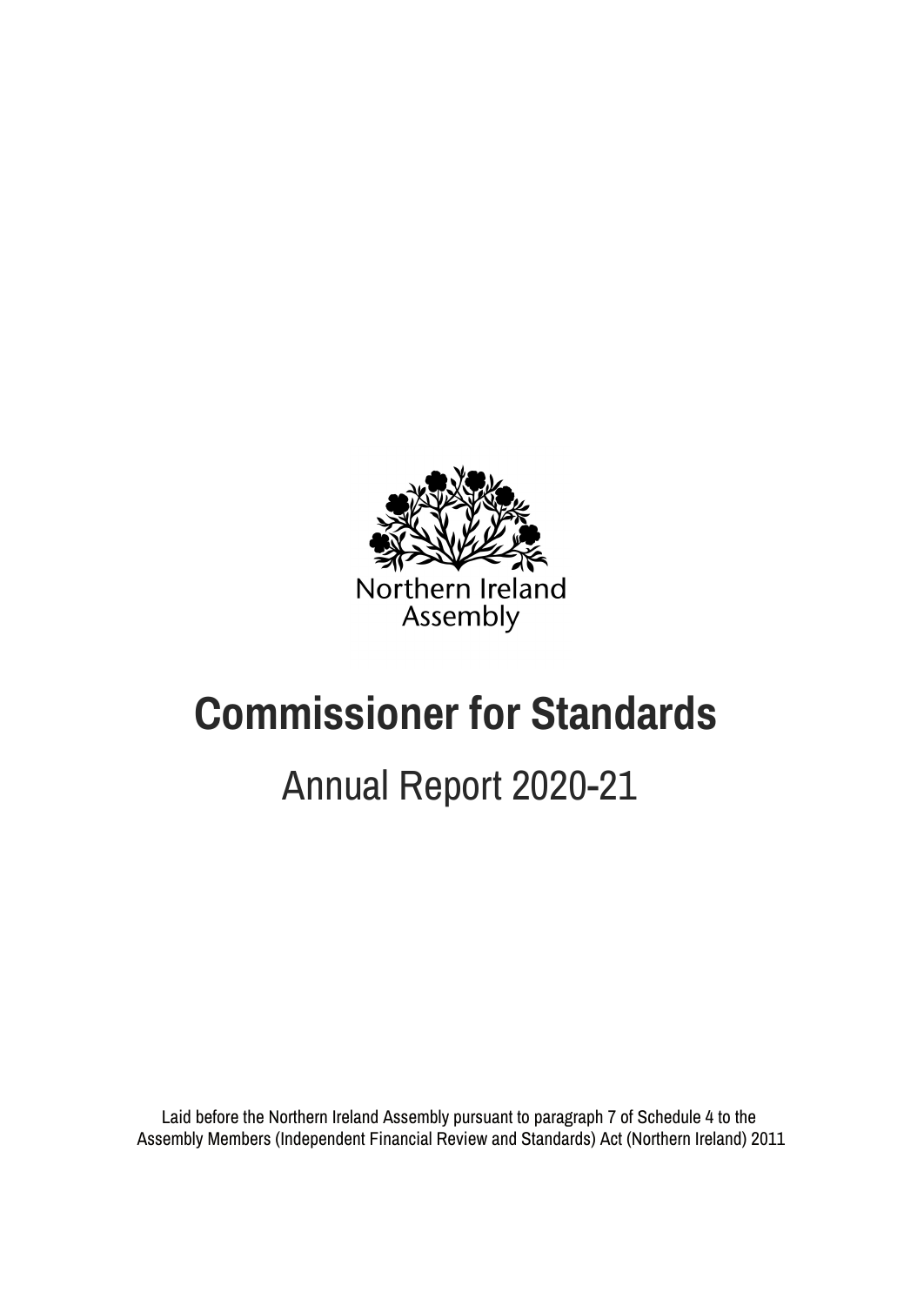Northern Ireland Assembly

# Commissioner for Standards

## Annual Report 2020-21

Laid before the Northern Ireland Assembly pursuant to paragraph 7 of Schedule 4 to the Assembly Members (Independent Financial Review and Standards) Act (Northern Ireland) 2011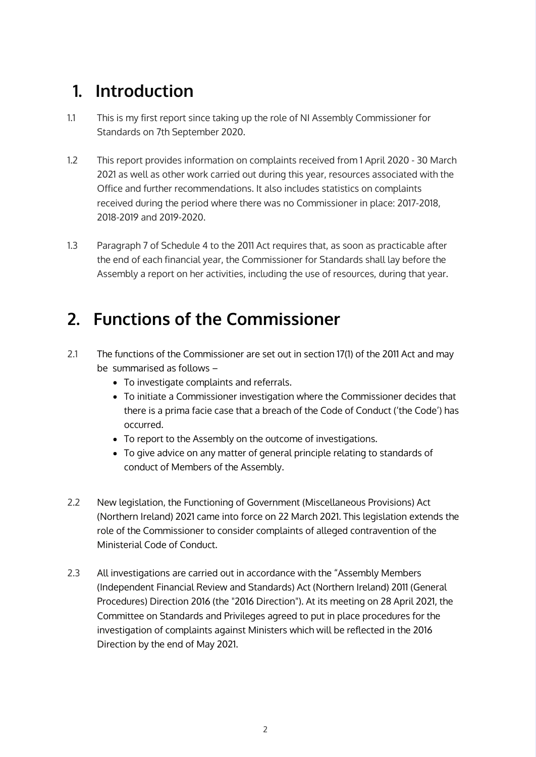## 1. Introduction

1.1 This is my first report since taking up the role of NI Assembly Commissioner for Standards on 7th September 2020.

1.2 This report provides information on complaints received from 1 April 2020 - 30 March 2021 as well as other work carried out during this year, resources associated with the Office and further recommendations. It also includes statistics on complaints received during the period where there was no Commissioner in place: 2017-2018, 2018-2019 and 2019-2020.

1.3 Paragraph 7 of Schedule 4 to the 2011 Act requires that, as soon as practicable after the end of each financial year, the Commissioner for Standards shall lay before the Assembly a report on her activities, including the use of resources, during that year.

## 2. Functions of the Commissioner

2.1 The functions of the Commissioner are set out in section 17(1) of the 2011 Act and may be summarised as follows –

- To investigate complaints and referrals.
- To initiate a Commissioner investigation where the Commissioner decides that there is a prima facie case that a breach of the Code of Conduct ('the Code') has occurred.
- To report to the Assembly on the outcome of investigations.
- To give advice on any matter of general principle relating to standards of conduct of Members of the Assembly.

2.2 New legislation, the Functioning of Government (Miscellaneous Provisions) Act (Northern Ireland) 2021 came into force on 22 March 2021. This legislation extends the role of the Commissioner to consider complaints of alleged contravention of the Ministerial Code of Conduct.

2.3 All investigations are carried out in accordance with the "Assembly Members (Independent Financial Review and Standards) Act (Northern Ireland) 2011 (General Procedures) Direction 2016 (the "2016 Direction"). At its meeting on 28 April 2021, the Committee on Standards and Privileges agreed to put in place procedures for the investigation of complaints against Ministers which will be reflected in the 2016 Direction by the end of May 2021.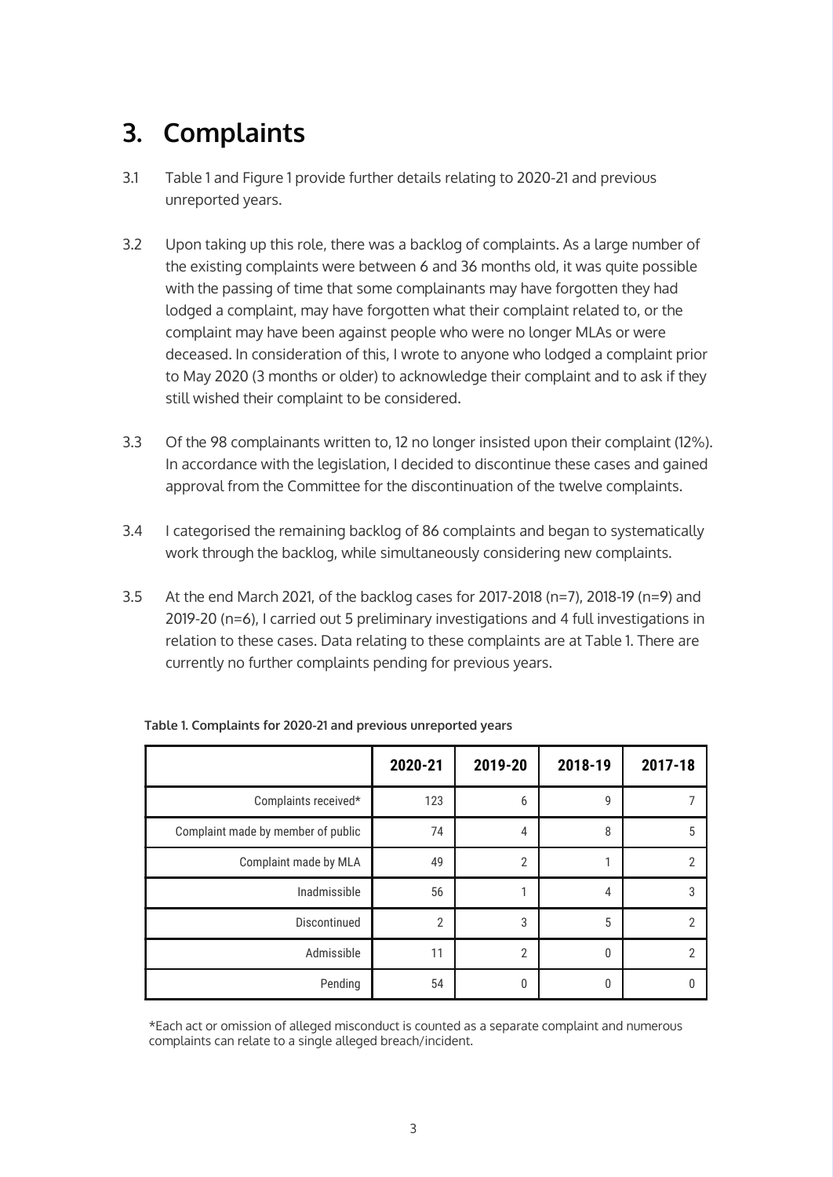# 3. Complaints

3.1 Table 1 and Figure 1 provide further details relating to 2020-21 and previous unreported years.

3.2 Upon taking up this role, there was a backlog of complaints. As a large number of the existing complaints were between 6 and 36 months old, it was quite possible with the passing of time that some complainants may have forgotten they had lodged a complaint, may have forgotten what their complaint related to, or the complaint may have been against people who were no longer MLAs or were deceased. In consideration of this, I wrote to anyone who lodged a complaint prior to May 2020 (3 months or older) to acknowledge their complaint and to ask if they still wished their complaint to be considered.

3.3 Of the 98 complainants written to, 12 no longer insisted upon their complaint (12%). In accordance with the legislation, I decided to discontinue these cases and gained approval from the Committee for the discontinuation of the twelve complaints.

3.4 I categorised the remaining backlog of 86 complaints and began to systematically work through the backlog, while simultaneously considering new complaints.

3.5 At the end March 2021, of the backlog cases for 2017-2018 (n=7), 2018-19 (n=9) and 2019-20 (n=6), I carried out 5 preliminary investigations and 4 full investigations in relation to these cases. Data relating to these complaints are at Table 1. There are currently no further complaints pending for previous years.

**Table 1. Complaints for 2020-21 and previous unreported years**

| | 2020-21 | 2019-20 | 2018-19 | 2017-18 |
|---|---|---|---|---|
| Complaints received* | 123 | 6 | 9 | 7 |
| Complaint made by member of public | 74 | 4 | 8 | 5 |
| Complaint made by MLA | 49 | 2 | 1 | 2 |
| Inadmissible | 56 | 1 | 4 | 3 |
| Discontinued | 2 | 3 | 5 | 2 |
| Admissible | 11 | 2 | 0 | 2 |
| Pending | 54 | 0 | 0 | 0 |

*Each act or omission of alleged misconduct is counted as a separate complaint and numerous complaints can relate to a single alleged breach/incident.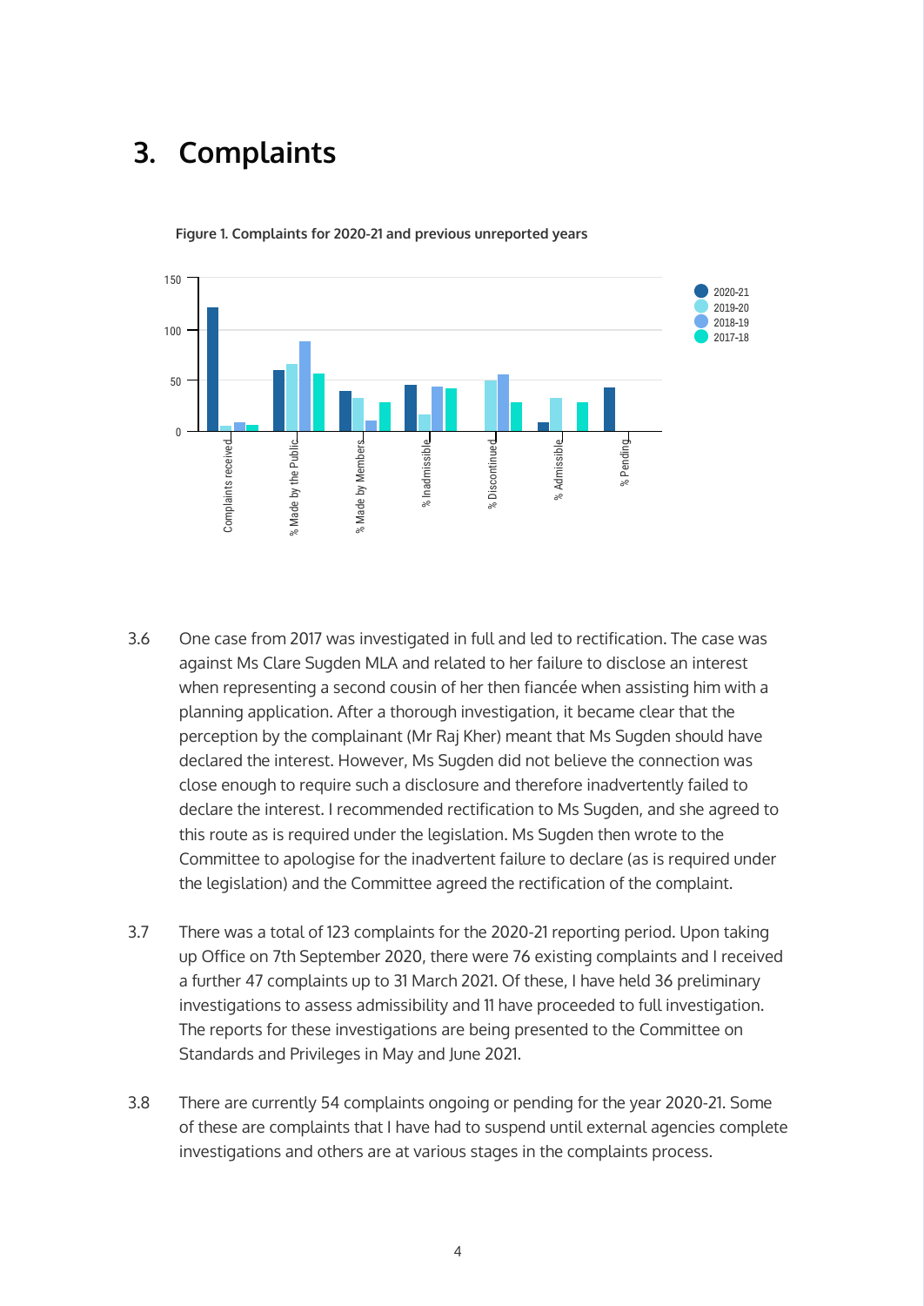## 3. Complaints

Figure 1. Complaints for 2020-21 and previous unreported years

3.6 One case from 2017 was investigated in full and led to rectification. The case was against Ms Clare Sugden MLA and related to her failure to disclose an interest when representing a second cousin of her then fiancée when assisting him with a planning application. After a thorough investigation, it became clear that the perception by the complainant (Mr Raj Kher) meant that Ms Sugden should have declared the interest. However, Ms Sugden did not believe the connection was close enough to require such a disclosure and therefore inadvertently failed to declare the interest. I recommended rectification to Ms Sugden, and she agreed to this route as is required under the legislation. Ms Sugden then wrote to the Committee to apologise for the inadvertent failure to declare (as is required under the legislation) and the Committee agreed the rectification of the complaint.

3.7 There was a total of 123 complaints for the 2020-21 reporting period. Upon taking up Office on 7th September 2020, there were 76 existing complaints and I received a further 47 complaints up to 31 March 2021. Of these, I have held 36 preliminary investigations to assess admissibility and 11 have proceeded to full investigation. The reports for these investigations are being presented to the Committee on Standards and Privileges in May and June 2021.

3.8 There are currently 54 complaints ongoing or pending for the year 2020-21. Some of these are complaints that I have had to suspend until external agencies complete investigations and others are at various stages in the complaints process.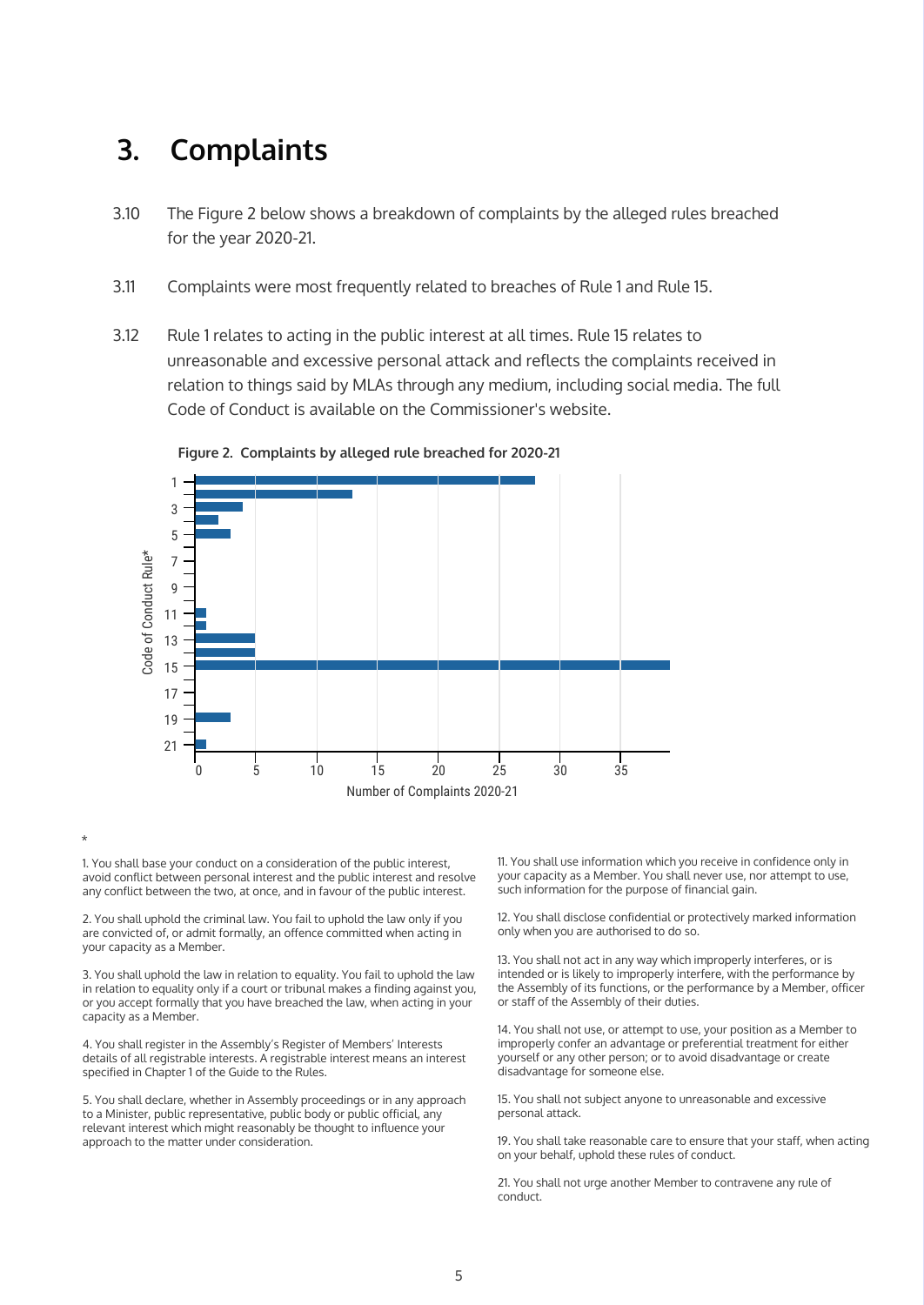# 3. Complaints

3.10 The Figure 2 below shows a breakdown of complaints by the alleged rules breached for the year 2020-21.

3.11 Complaints were most frequently related to breaches of Rule 1 and Rule 15.

3.12 Rule 1 relates to acting in the public interest at all times. Rule 15 relates to unreasonable and excessive personal attack and reflects the complaints received in relation to things said by MLAs through any medium, including social media. The full Code of Conduct is available on the Commissioner's website.

**Figure 2. Complaints by alleged rule breached for 2020-21**

| Code of Conduct Rule* | Number of Complaints 2020-21 |
|---|---|
| 1 | 28 |
| 2 | 13 |
| 3 | 4 |
| 4 | 2 |
| 5 | 3 |
| 6 | 0 |
| 7 | 0 |
| 8 | 0 |
| 9 | 0 |
| 10 | 0 |
| 11 | 1 |
| 12 | 1 |
| 13 | 5 |
| 14 | 5 |
| 15 | 39 |
| 16 | 0 |
| 17 | 0 |
| 18 | 0 |
| 19 | 3 |
| 20 | 0 |
| 21 | 1 |

*

1. You shall base your conduct on a consideration of the public interest, avoid conflict between personal interest and the public interest and resolve any conflict between the two, at once, and in favour of the public interest.

2. You shall uphold the criminal law. You fail to uphold the law only if you are convicted of, or admit formally, an offence committed when acting in your capacity as a Member.

3. You shall uphold the law in relation to equality. You fail to uphold the law in relation to equality only if a court or tribunal makes a finding against you, or you accept formally that you have breached the law, when acting in your capacity as a Member.

4. You shall register in the Assembly's Register of Members' Interests details of all registrable interests. A registrable interest means an interest specified in Chapter 1 of the Guide to the Rules.

5. You shall declare, whether in Assembly proceedings or in any approach to a Minister, public representative, public body or public official, any relevant interest which might reasonably be thought to influence your approach to the matter under consideration.

11. You shall use information which you receive in confidence only in your capacity as a Member. You shall never use, nor attempt to use, such information for the purpose of financial gain.

12. You shall disclose confidential or protectively marked information only when you are authorised to do so.

13. You shall not act in any way which improperly interferes, or is intended or is likely to improperly interfere, with the performance by the Assembly of its functions, or the performance by a Member, officer or staff of the Assembly of their duties.

14. You shall not use, or attempt to use, your position as a Member to improperly confer an advantage or preferential treatment for either yourself or any other person; or to avoid disadvantage or create disadvantage for someone else.

15. You shall not subject anyone to unreasonable and excessive personal attack.

19. You shall take reasonable care to ensure that your staff, when acting on your behalf, uphold these rules of conduct.

21. You shall not urge another Member to contravene any rule of conduct.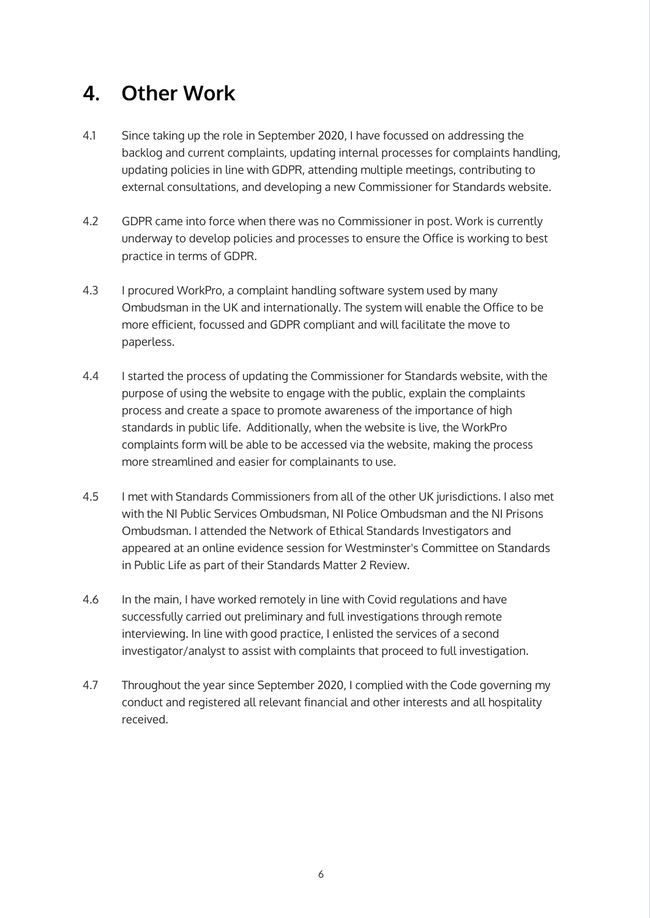# 4. Other Work

4.1 Since taking up the role in September 2020, I have focussed on addressing the backlog and current complaints, updating internal processes for complaints handling, updating policies in line with GDPR, attending multiple meetings, contributing to external consultations, and developing a new Commissioner for Standards website.

4.2 GDPR came into force when there was no Commissioner in post. Work is currently underway to develop policies and processes to ensure the Office is working to best practice in terms of GDPR.

4.3 I procured WorkPro, a complaint handling software system used by many Ombudsman in the UK and internationally. The system will enable the Office to be more efficient, focussed and GDPR compliant and will facilitate the move to paperless.

4.4 I started the process of updating the Commissioner for Standards website, with the purpose of using the website to engage with the public, explain the complaints process and create a space to promote awareness of the importance of high standards in public life. Additionally, when the website is live, the WorkPro complaints form will be able to be accessed via the website, making the process more streamlined and easier for complainants to use.

4.5 I met with Standards Commissioners from all of the other UK jurisdictions. I also met with the NI Public Services Ombudsman, NI Police Ombudsman and the NI Prisons Ombudsman. I attended the Network of Ethical Standards Investigators and appeared at an online evidence session for Westminster's Committee on Standards in Public Life as part of their Standards Matter 2 Review.

4.6 In the main, I have worked remotely in line with Covid regulations and have successfully carried out preliminary and full investigations through remote interviewing. In line with good practice, I enlisted the services of a second investigator/analyst to assist with complaints that proceed to full investigation.

4.7 Throughout the year since September 2020, I complied with the Code governing my conduct and registered all relevant financial and other interests and all hospitality received.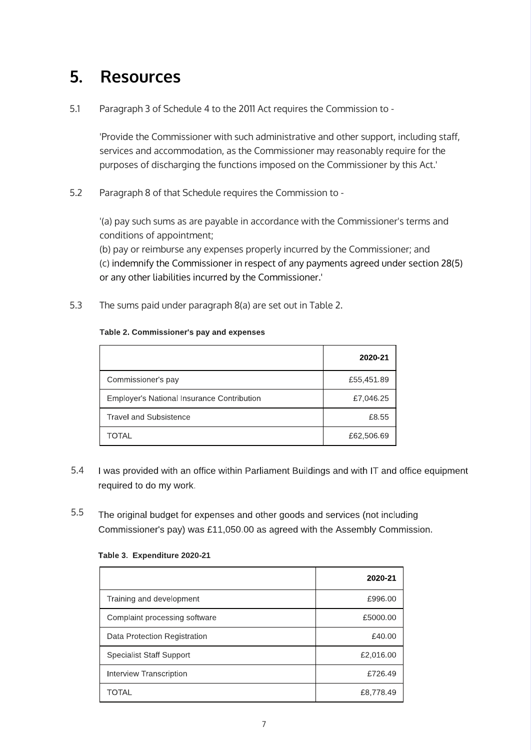## 5. Resources

5.1 Paragraph 3 of Schedule 4 to the 2011 Act requires the Commission to -

'Provide the Commissioner with such administrative and other support, including staff, services and accommodation, as the Commissioner may reasonably require for the purposes of discharging the functions imposed on the Commissioner by this Act.'

5.2 Paragraph 8 of that Schedule requires the Commission to -

'(a) pay such sums as are payable in accordance with the Commissioner's terms and conditions of appointment;
(b) pay or reimburse any expenses properly incurred by the Commissioner; and
(c) indemnify the Commissioner in respect of any payments agreed under section 28(5) or any other liabilities incurred by the Commissioner.'

5.3 The sums paid under paragraph 8(a) are set out in Table 2.

**Table 2. Commissioner's pay and expenses**

| | 2020-21 |
|---|---|
| Commissioner's pay | £55,451.89 |
| Employer's National Insurance Contribution | £7,046.25 |
| Travel and Subsistence | £8.55 |
| TOTAL | £62,506.69 |

5.4 I was provided with an office within Parliament Buildings and with IT and office equipment required to do my work.

5.5 The original budget for expenses and other goods and services (not including Commissioner's pay) was £11,050.00 as agreed with the Assembly Commission.

**Table 3. Expenditure 2020-21**

| | 2020-21 |
|---|---|
| Training and development | £996.00 |
| Complaint processing software | £5000.00 |
| Data Protection Registration | £40.00 |
| Specialist Staff Support | £2,016.00 |
| Interview Transcription | £726.49 |
| TOTAL | £8,778.49 |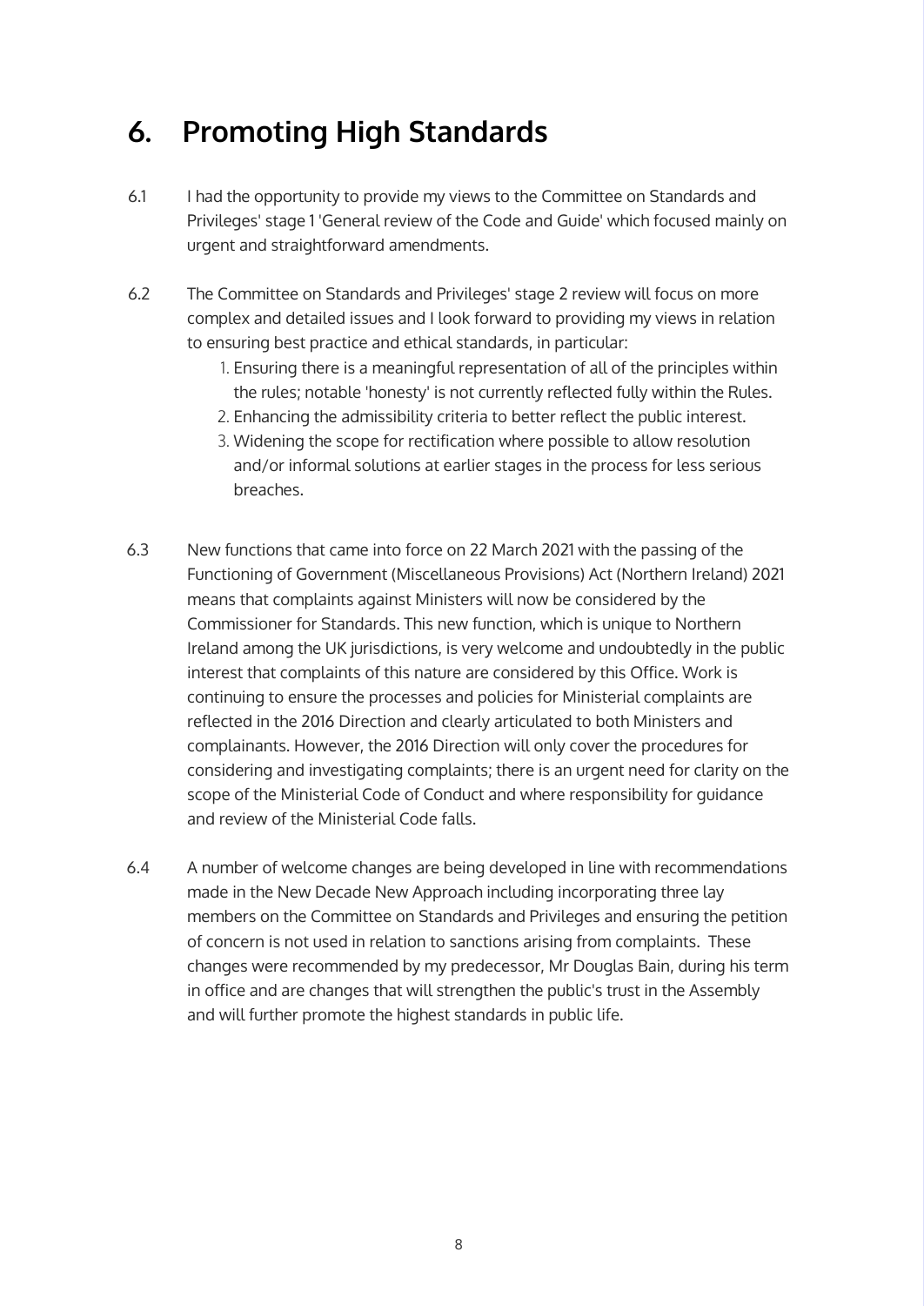# 6. Promoting High Standards

6.1 I had the opportunity to provide my views to the Committee on Standards and Privileges' stage 1 'General review of the Code and Guide' which focused mainly on urgent and straightforward amendments.

6.2 The Committee on Standards and Privileges' stage 2 review will focus on more complex and detailed issues and I look forward to providing my views in relation to ensuring best practice and ethical standards, in particular:

1. Ensuring there is a meaningful representation of all of the principles within the rules; notable 'honesty' is not currently reflected fully within the Rules.
2. Enhancing the admissibility criteria to better reflect the public interest.
3. Widening the scope for rectification where possible to allow resolution and/or informal solutions at earlier stages in the process for less serious breaches.

6.3 New functions that came into force on 22 March 2021 with the passing of the Functioning of Government (Miscellaneous Provisions) Act (Northern Ireland) 2021 means that complaints against Ministers will now be considered by the Commissioner for Standards. This new function, which is unique to Northern Ireland among the UK jurisdictions, is very welcome and undoubtedly in the public interest that complaints of this nature are considered by this Office. Work is continuing to ensure the processes and policies for Ministerial complaints are reflected in the 2016 Direction and clearly articulated to both Ministers and complainants. However, the 2016 Direction will only cover the procedures for considering and investigating complaints; there is an urgent need for clarity on the scope of the Ministerial Code of Conduct and where responsibility for guidance and review of the Ministerial Code falls.

6.4 A number of welcome changes are being developed in line with recommendations made in the New Decade New Approach including incorporating three lay members on the Committee on Standards and Privileges and ensuring the petition of concern is not used in relation to sanctions arising from complaints. These changes were recommended by my predecessor, Mr Douglas Bain, during his term in office and are changes that will strengthen the public's trust in the Assembly and will further promote the highest standards in public life.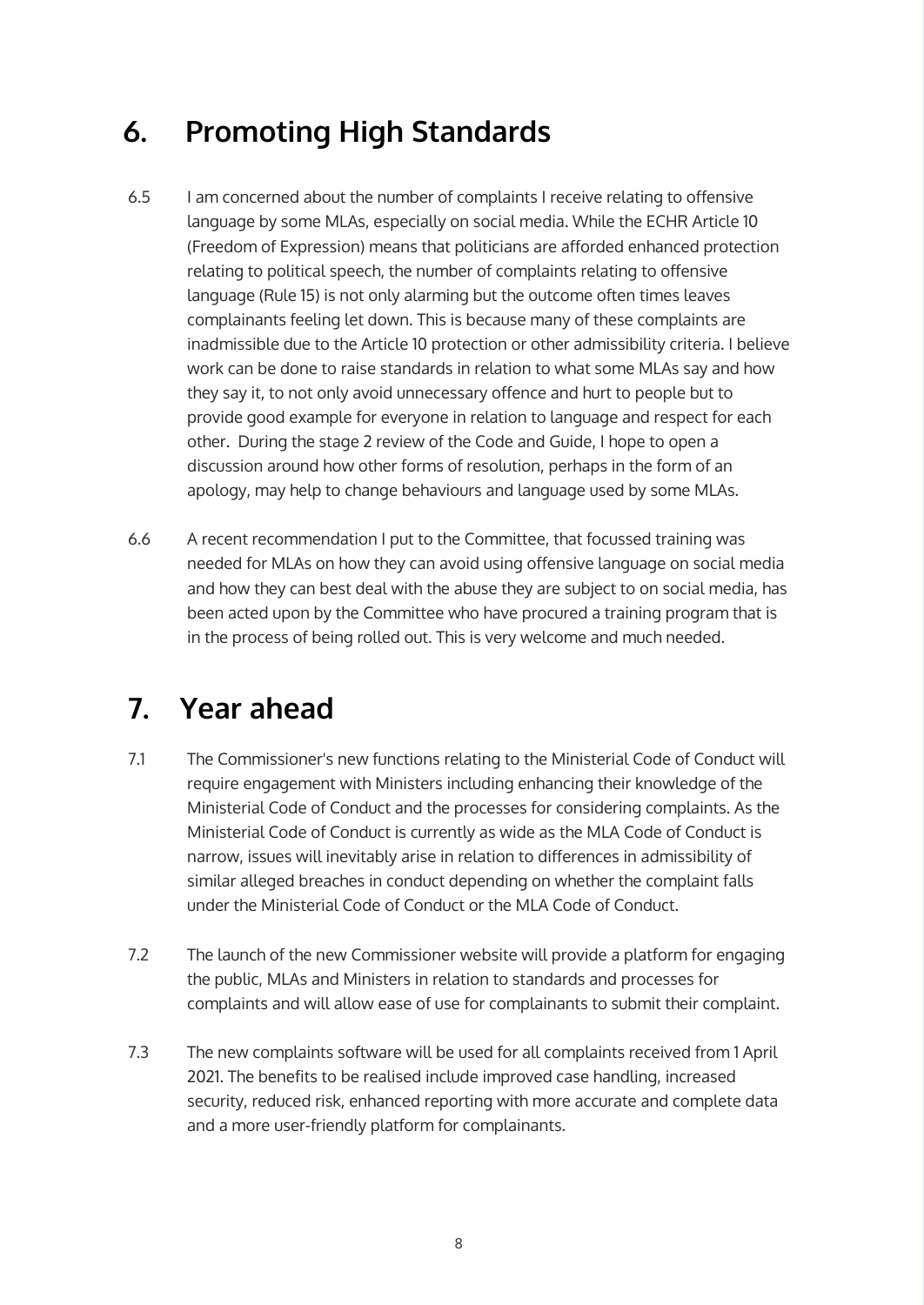## 6. Promoting High Standards

6.5 I am concerned about the number of complaints I receive relating to offensive language by some MLAs, especially on social media. While the ECHR Article 10 (Freedom of Expression) means that politicians are afforded enhanced protection relating to political speech, the number of complaints relating to offensive language (Rule 15) is not only alarming but the outcome often times leaves complainants feeling let down. This is because many of these complaints are inadmissible due to the Article 10 protection or other admissibility criteria. I believe work can be done to raise standards in relation to what some MLAs say and how they say it, to not only avoid unnecessary offence and hurt to people but to provide good example for everyone in relation to language and respect for each other. During the stage 2 review of the Code and Guide, I hope to open a discussion around how other forms of resolution, perhaps in the form of an apology, may help to change behaviours and language used by some MLAs.

6.6 A recent recommendation I put to the Committee, that focussed training was needed for MLAs on how they can avoid using offensive language on social media and how they can best deal with the abuse they are subject to on social media, has been acted upon by the Committee who have procured a training program that is in the process of being rolled out. This is very welcome and much needed.

## 7. Year ahead

7.1 The Commissioner's new functions relating to the Ministerial Code of Conduct will require engagement with Ministers including enhancing their knowledge of the Ministerial Code of Conduct and the processes for considering complaints. As the Ministerial Code of Conduct is currently as wide as the MLA Code of Conduct is narrow, issues will inevitably arise in relation to differences in admissibility of similar alleged breaches in conduct depending on whether the complaint falls under the Ministerial Code of Conduct or the MLA Code of Conduct.

7.2 The launch of the new Commissioner website will provide a platform for engaging the public, MLAs and Ministers in relation to standards and processes for complaints and will allow ease of use for complainants to submit their complaint.

7.3 The new complaints software will be used for all complaints received from 1 April 2021. The benefits to be realised include improved case handling, increased security, reduced risk, enhanced reporting with more accurate and complete data and a more user-friendly platform for complainants.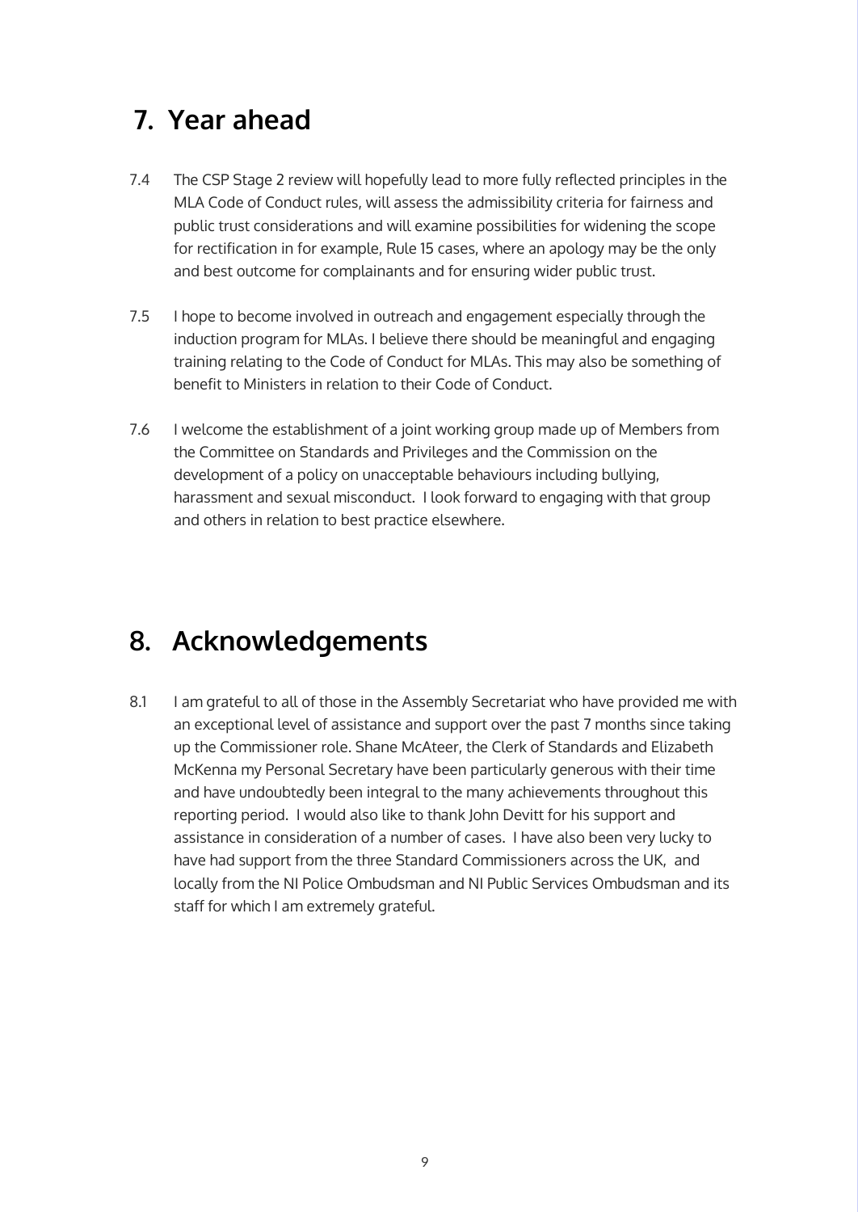# 7. Year ahead

7.4 The CSP Stage 2 review will hopefully lead to more fully reflected principles in the MLA Code of Conduct rules, will assess the admissibility criteria for fairness and public trust considerations and will examine possibilities for widening the scope for rectification in for example, Rule 15 cases, where an apology may be the only and best outcome for complainants and for ensuring wider public trust.

7.5 I hope to become involved in outreach and engagement especially through the induction program for MLAs. I believe there should be meaningful and engaging training relating to the Code of Conduct for MLAs. This may also be something of benefit to Ministers in relation to their Code of Conduct.

7.6 I welcome the establishment of a joint working group made up of Members from the Committee on Standards and Privileges and the Commission on the development of a policy on unacceptable behaviours including bullying, harassment and sexual misconduct. I look forward to engaging with that group and others in relation to best practice elsewhere.

# 8. Acknowledgements

8.1 I am grateful to all of those in the Assembly Secretariat who have provided me with an exceptional level of assistance and support over the past 7 months since taking up the Commissioner role. Shane McAteer, the Clerk of Standards and Elizabeth McKenna my Personal Secretary have been particularly generous with their time and have undoubtedly been integral to the many achievements throughout this reporting period. I would also like to thank John Devitt for his support and assistance in consideration of a number of cases. I have also been very lucky to have had support from the three Standard Commissioners across the UK, and locally from the NI Police Ombudsman and NI Public Services Ombudsman and its staff for which I am extremely grateful.